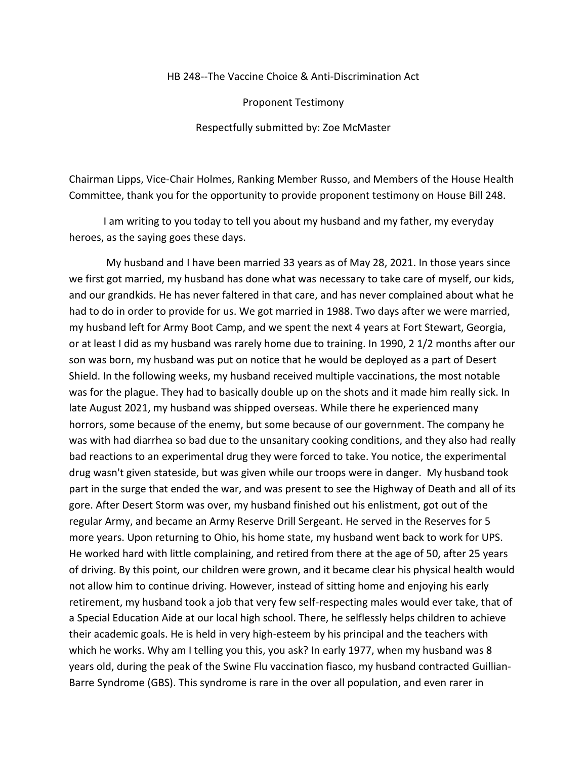HB 248--The Vaccine Choice & Anti-Discrimination Act

Proponent Testimony

Respectfully submitted by: Zoe McMaster

Chairman Lipps, Vice-Chair Holmes, Ranking Member Russo, and Members of the House Health Committee, thank you for the opportunity to provide proponent testimony on House Bill 248.

I am writing to you today to tell you about my husband and my father, my everyday heroes, as the saying goes these days.

My husband and I have been married 33 years as of May 28, 2021. In those years since we first got married, my husband has done what was necessary to take care of myself, our kids, and our grandkids. He has never faltered in that care, and has never complained about what he had to do in order to provide for us. We got married in 1988. Two days after we were married, my husband left for Army Boot Camp, and we spent the next 4 years at Fort Stewart, Georgia, or at least I did as my husband was rarely home due to training. In 1990, 2 1/2 months after our son was born, my husband was put on notice that he would be deployed as a part of Desert Shield. In the following weeks, my husband received multiple vaccinations, the most notable was for the plague. They had to basically double up on the shots and it made him really sick. In late August 2021, my husband was shipped overseas. While there he experienced many horrors, some because of the enemy, but some because of our government. The company he was with had diarrhea so bad due to the unsanitary cooking conditions, and they also had really bad reactions to an experimental drug they were forced to take. You notice, the experimental drug wasn't given stateside, but was given while our troops were in danger. My husband took part in the surge that ended the war, and was present to see the Highway of Death and all of its gore. After Desert Storm was over, my husband finished out his enlistment, got out of the regular Army, and became an Army Reserve Drill Sergeant. He served in the Reserves for 5 more years. Upon returning to Ohio, his home state, my husband went back to work for UPS. He worked hard with little complaining, and retired from there at the age of 50, after 25 years of driving. By this point, our children were grown, and it became clear his physical health would not allow him to continue driving. However, instead of sitting home and enjoying his early retirement, my husband took a job that very few self-respecting males would ever take, that of a Special Education Aide at our local high school. There, he selflessly helps children to achieve their academic goals. He is held in very high-esteem by his principal and the teachers with which he works. Why am I telling you this, you ask? In early 1977, when my husband was 8 years old, during the peak of the Swine Flu vaccination fiasco, my husband contracted Guillian-Barre Syndrome (GBS). This syndrome is rare in the over all population, and even rarer in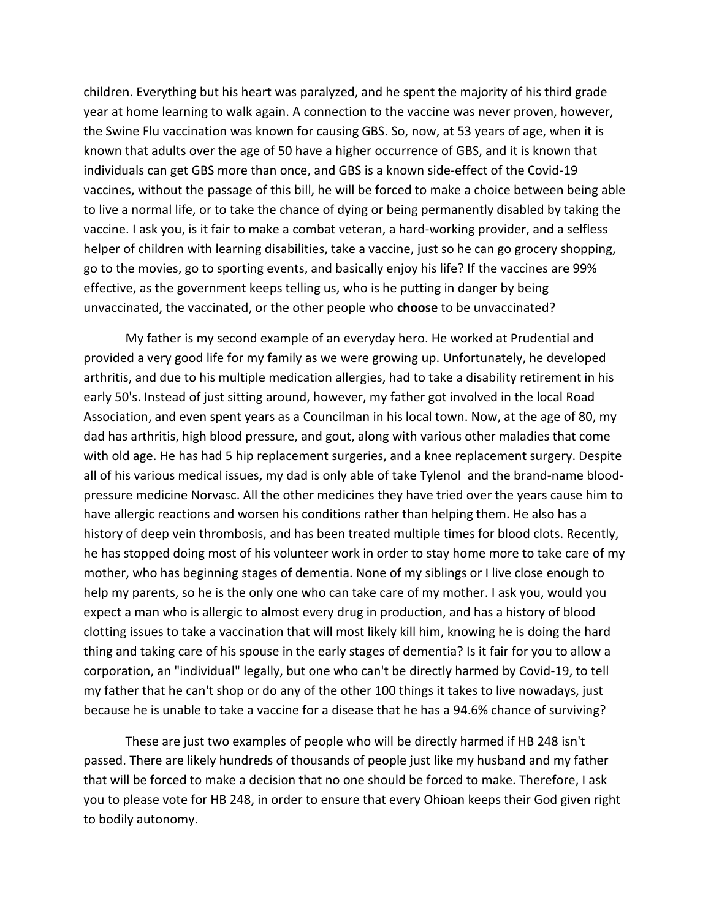children. Everything but his heart was paralyzed, and he spent the majority of his third grade year at home learning to walk again. A connection to the vaccine was never proven, however, the Swine Flu vaccination was known for causing GBS. So, now, at 53 years of age, when it is known that adults over the age of 50 have a higher occurrence of GBS, and it is known that individuals can get GBS more than once, and GBS is a known side-effect of the Covid-19 vaccines, without the passage of this bill, he will be forced to make a choice between being able to live a normal life, or to take the chance of dying or being permanently disabled by taking the vaccine. I ask you, is it fair to make a combat veteran, a hard-working provider, and a selfless helper of children with learning disabilities, take a vaccine, just so he can go grocery shopping, go to the movies, go to sporting events, and basically enjoy his life? If the vaccines are 99% effective, as the government keeps telling us, who is he putting in danger by being unvaccinated, the vaccinated, or the other people who **choose** to be unvaccinated?

My father is my second example of an everyday hero. He worked at Prudential and provided a very good life for my family as we were growing up. Unfortunately, he developed arthritis, and due to his multiple medication allergies, had to take a disability retirement in his early 50's. Instead of just sitting around, however, my father got involved in the local Road Association, and even spent years as a Councilman in his local town. Now, at the age of 80, my dad has arthritis, high blood pressure, and gout, along with various other maladies that come with old age. He has had 5 hip replacement surgeries, and a knee replacement surgery. Despite all of his various medical issues, my dad is only able of take Tylenol and the brand-name blood-pressure medicine Norvasc. All the other medicines they have tried over the years cause him to have allergic reactions and worsen his conditions rather than helping them. He also has a history of deep vein thrombosis, and has been treated multiple times for blood clots. Recently, he has stopped doing most of his volunteer work in order to stay home more to take care of my mother, who has beginning stages of dementia. None of my siblings or I live close enough to help my parents, so he is the only one who can take care of my mother. I ask you, would you expect a man who is allergic to almost every drug in production, and has a history of blood clotting issues to take a vaccination that will most likely kill him, knowing he is doing the hard thing and taking care of his spouse in the early stages of dementia? Is it fair for you to allow a corporation, an "individual" legally, but one who can't be directly harmed by Covid-19, to tell my father that he can't shop or do any of the other 100 things it takes to live nowadays, just because he is unable to take a vaccine for a disease that he has a 94.6% chance of surviving?

These are just two examples of people who will be directly harmed if HB 248 isn't passed. There are likely hundreds of thousands of people just like my husband and my father that will be forced to make a decision that no one should be forced to make. Therefore, I ask you to please vote for HB 248, in order to ensure that every Ohioan keeps their God given right to bodily autonomy.